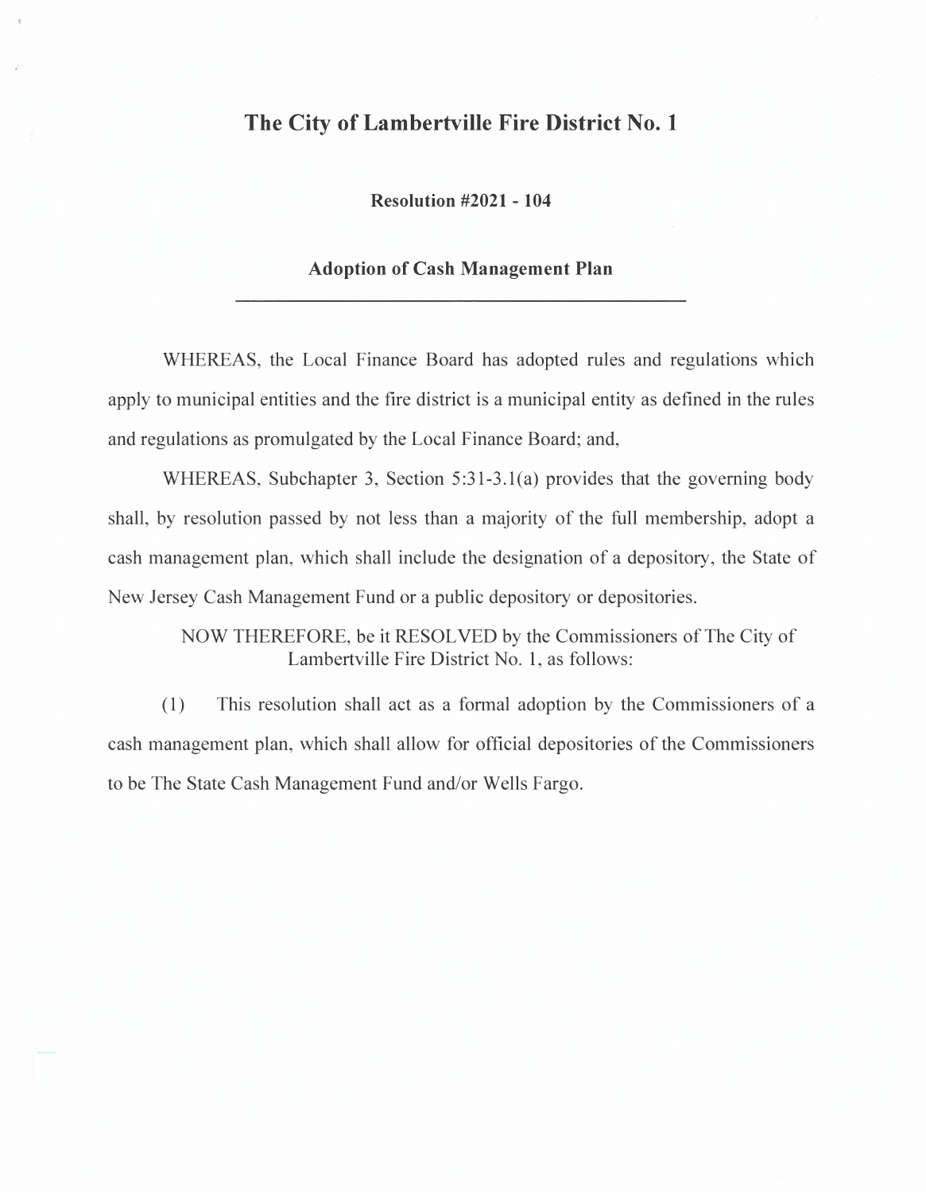# The City of Lambertville Fire District No. 1

**Resolution #2021 - 104**

**Adoption of Cash Management Plan**

---

WHEREAS, the Local Finance Board has adopted rules and regulations which apply to municipal entities and the fire district is a municipal entity as defined in the rules and regulations as promulgated by the Local Finance Board; and,

WHEREAS, Subchapter 3, Section 5:31-3.1(a) provides that the governing body shall, by resolution passed by not less than a majority of the full membership, adopt a cash management plan, which shall include the designation of a depository, the State of New Jersey Cash Management Fund or a public depository or depositories.

NOW THEREFORE, be it RESOLVED by the Commissioners of The City of Lambertville Fire District No. 1, as follows:

(1) This resolution shall act as a formal adoption by the Commissioners of a cash management plan, which shall allow for official depositories of the Commissioners to be The State Cash Management Fund and/or Wells Fargo.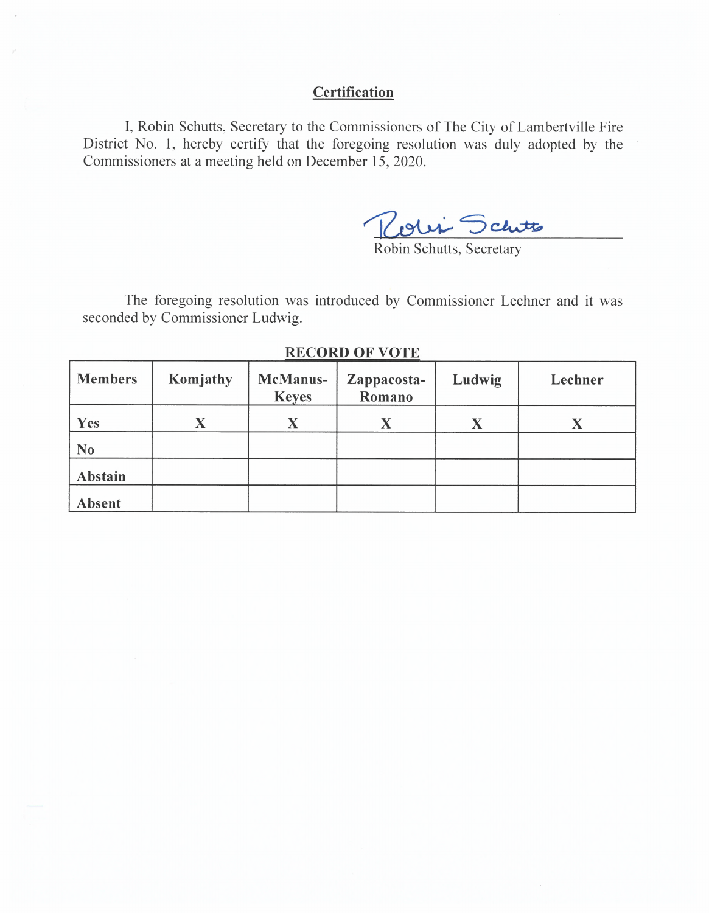## Certification

I, Robin Schutts, Secretary to the Commissioners of The City of Lambertville Fire District No. 1, hereby certify that the foregoing resolution was duly adopted by the Commissioners at a meeting held on December 15, 2020.

Robin Schutts

Robin Schutts, Secretary

The foregoing resolution was introduced by Commissioner Lechner and it was seconded by Commissioner Ludwig.

**RECORD OF VOTE**

| Members | Komjathy | McManus-Keyes | Zappacosta-Romano | Ludwig | Lechner |
|---|---|---|---|---|---|
| Yes | X | X | X | X | X |
| No | | | | | |
| Abstain | | | | | |
| Absent | | | | | |